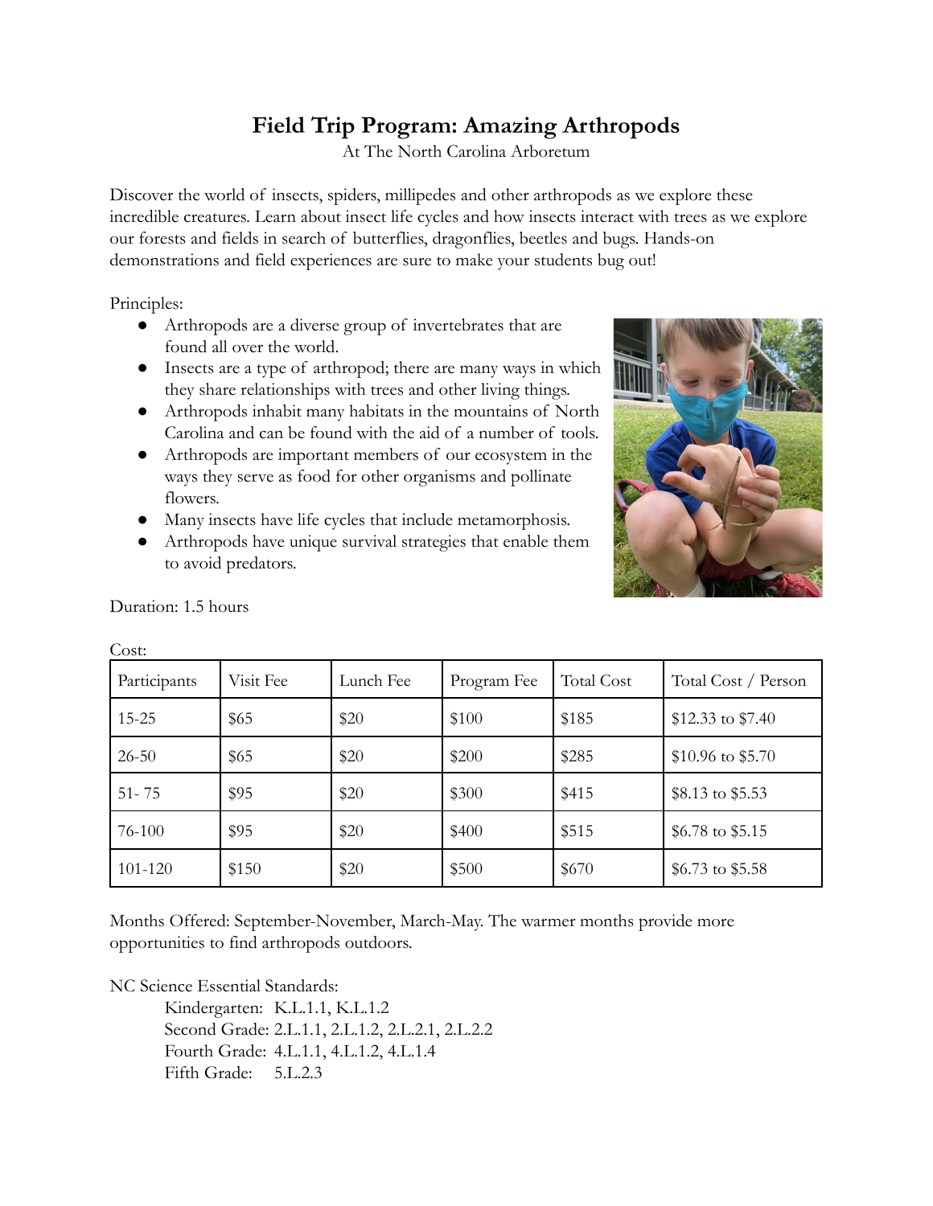# Field Trip Program: Amazing Arthropods

At The North Carolina Arboretum

Discover the world of insects, spiders, millipedes and other arthropods as we explore these incredible creatures. Learn about insect life cycles and how insects interact with trees as we explore our forests and fields in search of butterflies, dragonflies, beetles and bugs. Hands-on demonstrations and field experiences are sure to make your students bug out!

Principles:

- Arthropods are a diverse group of invertebrates that are found all over the world.
- Insects are a type of arthropod; there are many ways in which they share relationships with trees and other living things.
- Arthropods inhabit many habitats in the mountains of North Carolina and can be found with the aid of a number of tools.
- Arthropods are important members of our ecosystem in the ways they serve as food for other organisms and pollinate flowers.
- Many insects have life cycles that include metamorphosis.
- Arthropods have unique survival strategies that enable them to avoid predators.

Duration: 1.5 hours

Cost:

| Participants | Visit Fee | Lunch Fee | Program Fee | Total Cost | Total Cost / Person |
|---|---|---|---|---|---|
| 15-25 | $65 | $20 | $100 | $185 | $12.33 to $7.40 |
| 26-50 | $65 | $20 | $200 | $285 | $10.96 to $5.70 |
| 51- 75 | $95 | $20 | $300 | $415 | $8.13 to $5.53 |
| 76-100 | $95 | $20 | $400 | $515 | $6.78 to $5.15 |
| 101-120 | $150 | $20 | $500 | $670 | $6.73 to $5.58 |

Months Offered: September-November, March-May. The warmer months provide more opportunities to find arthropods outdoors.

NC Science Essential Standards:

Kindergarten: K.L.1.1, K.L.1.2
Second Grade: 2.L.1.1, 2.L.1.2, 2.L.2.1, 2.L.2.2
Fourth Grade: 4.L.1.1, 4.L.1.2, 4.L.1.4
Fifth Grade: 5.L.2.3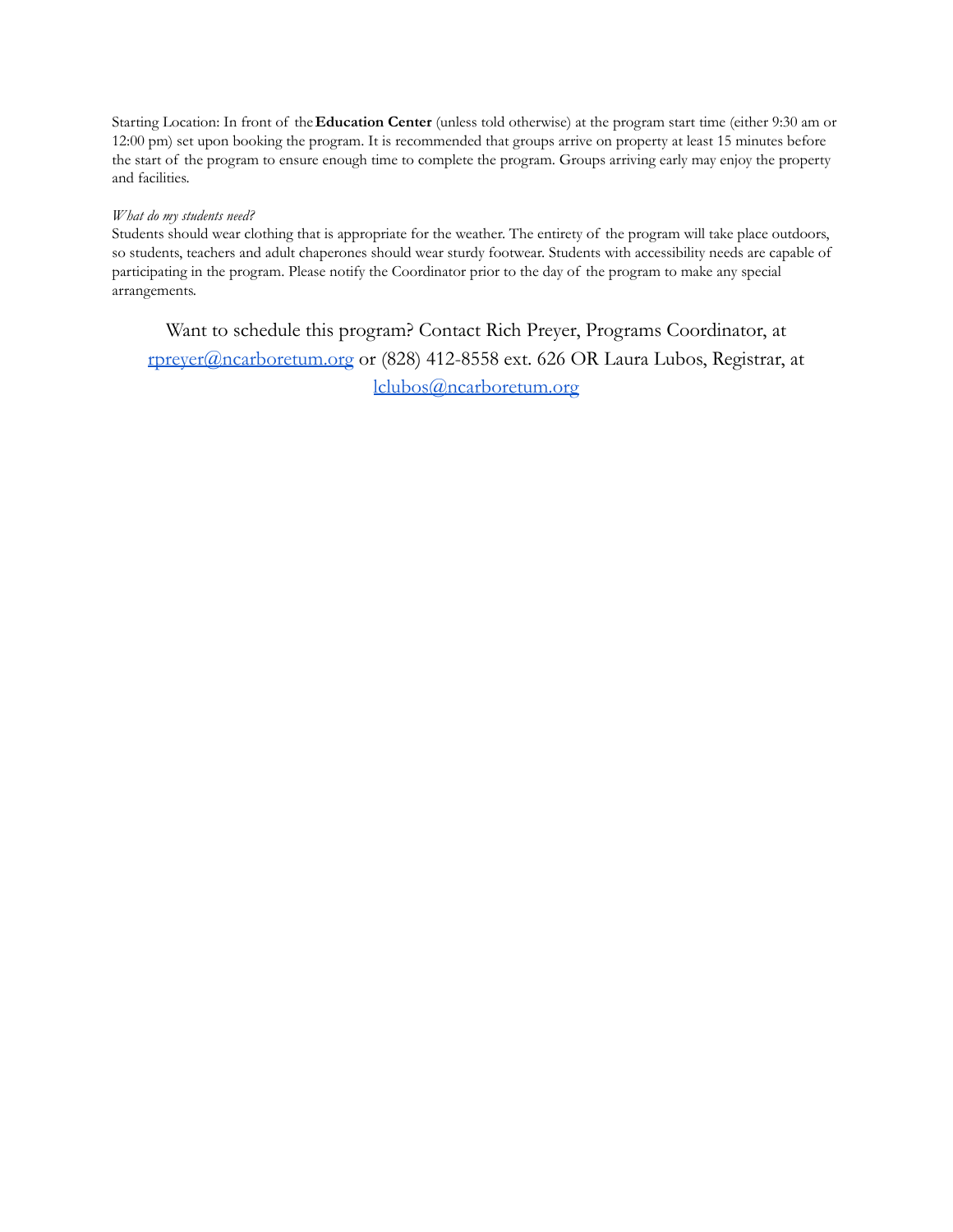Starting Location: In front of the **Education Center** (unless told otherwise) at the program start time (either 9:30 am or 12:00 pm) set upon booking the program. It is recommended that groups arrive on property at least 15 minutes before the start of the program to ensure enough time to complete the program. Groups arriving early may enjoy the property and facilities.

*What do my students need?*

Students should wear clothing that is appropriate for the weather. The entirety of the program will take place outdoors, so students, teachers and adult chaperones should wear sturdy footwear. Students with accessibility needs are capable of participating in the program. Please notify the Coordinator prior to the day of the program to make any special arrangements.

Want to schedule this program? Contact Rich Preyer, Programs Coordinator, at rpreyer@ncarboretum.org or (828) 412-8558 ext. 626 OR Laura Lubos, Registrar, at lclubos@ncarboretum.org